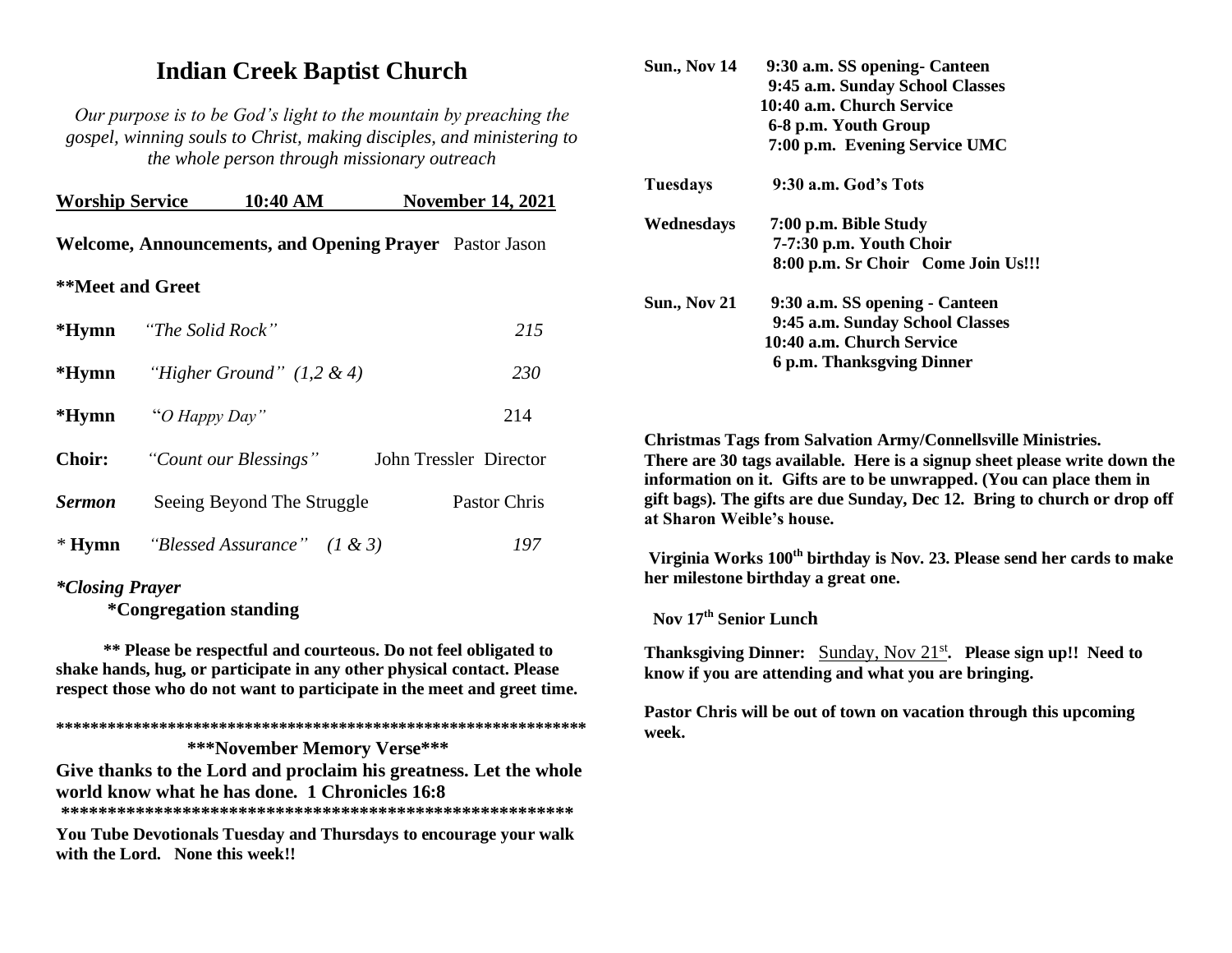# Indian Creek Baptist Church

*Our purpose is to be God's light to the mountain by preaching the gospel, winning souls to Christ, making disciples, and ministering to the whole person through missionary outreach*

**Worship Service 10:40 AM November 14, 2021**

**Welcome, Announcements, and Opening Prayer** Pastor Jason

**\*\*Meet and Greet**

**\*Hymn** *"The Solid Rock"* 215

**\*Hymn** *"Higher Ground" (1,2 & 4)* 230

**\*Hymn** *"O Happy Day"* 214

**Choir:** *"Count our Blessings"* John Tressler Director

***Sermon*** Seeing Beyond The Struggle Pastor Chris

**\* Hymn** *"Blessed Assurance" (1 & 3)* 197

***\*Closing Prayer***

**\*Congregation standing**

**\*\* Please be respectful and courteous. Do not feel obligated to shake hands, hug, or participate in any other physical contact. Please respect those who do not want to participate in the meet and greet time.**

**\*\*\*\*\*\*\*\*\*\*\*\*\*\*\*\*\*\*\*\*\*\*\*\*\*\*\*\*\*\*\*\*\*\*\*\*\*\*\*\*\*\*\*\*\*\*\*\*\*\*\*\*\*\*\*\*\*\*\*\*\*\***

**\*\*\*November Memory Verse\*\*\***

**Give thanks to the Lord and proclaim his greatness. Let the whole world know what he has done. 1 Chronicles 16:8**

**\*\*\*\*\*\*\*\*\*\*\*\*\*\*\*\*\*\*\*\*\*\*\*\*\*\*\*\*\*\*\*\*\*\*\*\*\*\*\*\*\*\*\*\*\*\*\*\*\*\*\*\*\*\*\*\*\*\***

**You Tube Devotionals Tuesday and Thursdays to encourage your walk with the Lord. None this week!!**

**Sun., Nov 14**
- **9:30 a.m. SS opening- Canteen**
- **9:45 a.m. Sunday School Classes**
- **10:40 a.m. Church Service**
- **6-8 p.m. Youth Group**
- **7:00 p.m. Evening Service UMC**

**Tuesdays**
- **9:30 a.m. God's Tots**

**Wednesdays**
- **7:00 p.m. Bible Study**
- **7-7:30 p.m. Youth Choir**
- **8:00 p.m. Sr Choir Come Join Us!!!**

**Sun., Nov 21**
- **9:30 a.m. SS opening - Canteen**
- **9:45 a.m. Sunday School Classes**
- **10:40 a.m. Church Service**
- **6 p.m. Thanksgving Dinner**

**Christmas Tags from Salvation Army/Connellsville Ministries. There are 30 tags available. Here is a signup sheet please write down the information on it. Gifts are to be unwrapped. (You can place them in gift bags). The gifts are due Sunday, Dec 12. Bring to church or drop off at Sharon Weible's house.**

**Virginia Works 100th birthday is Nov. 23. Please send her cards to make her milestone birthday a great one.**

**Nov 17th Senior Lunch**

**Thanksgiving Dinner:** Sunday, Nov 21st**. Please sign up!! Need to know if you are attending and what you are bringing.**

**Pastor Chris will be out of town on vacation through this upcoming week.**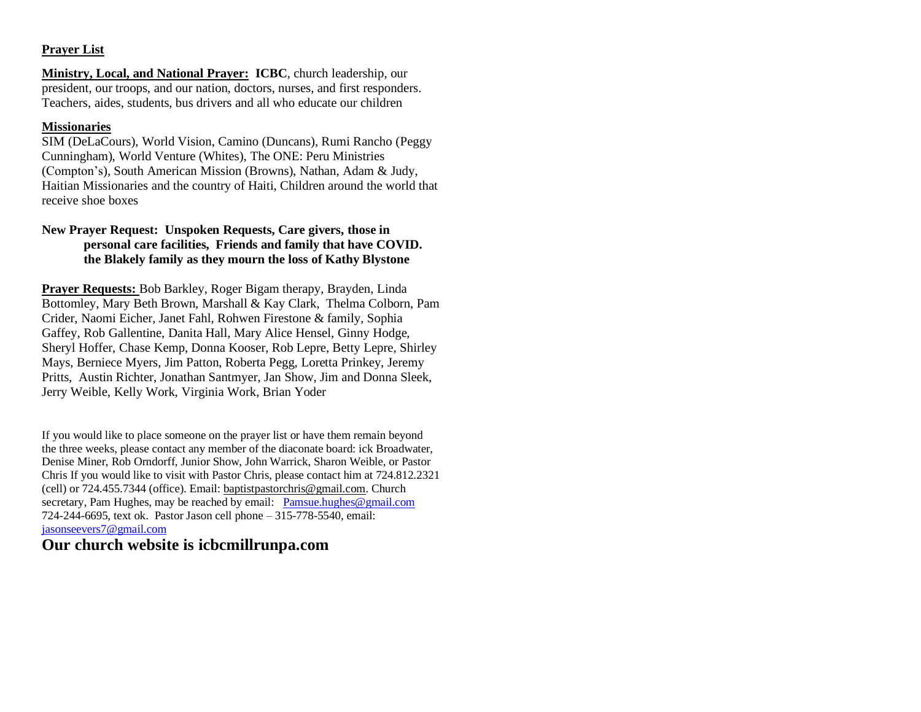**Prayer List**

**Ministry, Local, and National Prayer:** **ICBC**, church leadership, our president, our troops, and our nation, doctors, nurses, and first responders. Teachers, aides, students, bus drivers and all who educate our children

**Missionaries**

SIM (DeLaCours), World Vision, Camino (Duncans), Rumi Rancho (Peggy Cunningham), World Venture (Whites), The ONE: Peru Ministries (Compton's), South American Mission (Browns), Nathan, Adam & Judy, Haitian Missionaries and the country of Haiti, Children around the world that receive shoe boxes

**New Prayer Request: Unspoken Requests, Care givers, those in personal care facilities, Friends and family that have COVID. the Blakely family as they mourn the loss of Kathy Blystone**

**Prayer Requests:** Bob Barkley, Roger Bigam therapy, Brayden, Linda Bottomley, Mary Beth Brown, Marshall & Kay Clark, Thelma Colborn, Pam Crider, Naomi Eicher, Janet Fahl, Rohwen Firestone & family, Sophia Gaffey, Rob Gallentine, Danita Hall, Mary Alice Hensel, Ginny Hodge, Sheryl Hoffer, Chase Kemp, Donna Kooser, Rob Lepre, Betty Lepre, Shirley Mays, Berniece Myers, Jim Patton, Roberta Pegg, Loretta Prinkey, Jeremy Pritts, Austin Richter, Jonathan Santmyer, Jan Show, Jim and Donna Sleek, Jerry Weible, Kelly Work, Virginia Work, Brian Yoder

If you would like to place someone on the prayer list or have them remain beyond the three weeks, please contact any member of the diaconate board: ick Broadwater, Denise Miner, Rob Orndorff, Junior Show, John Warrick, Sharon Weible, or Pastor Chris If you would like to visit with Pastor Chris, please contact him at 724.812.2321 (cell) or 724.455.7344 (office). Email: baptistpastorchris@gmail.com. Church secretary, Pam Hughes, may be reached by email: Pamsue.hughes@gmail.com 724-244-6695, text ok. Pastor Jason cell phone – 315-778-5540, email: jasonseevers7@gmail.com

**Our church website is icbcmillrunpa.com**